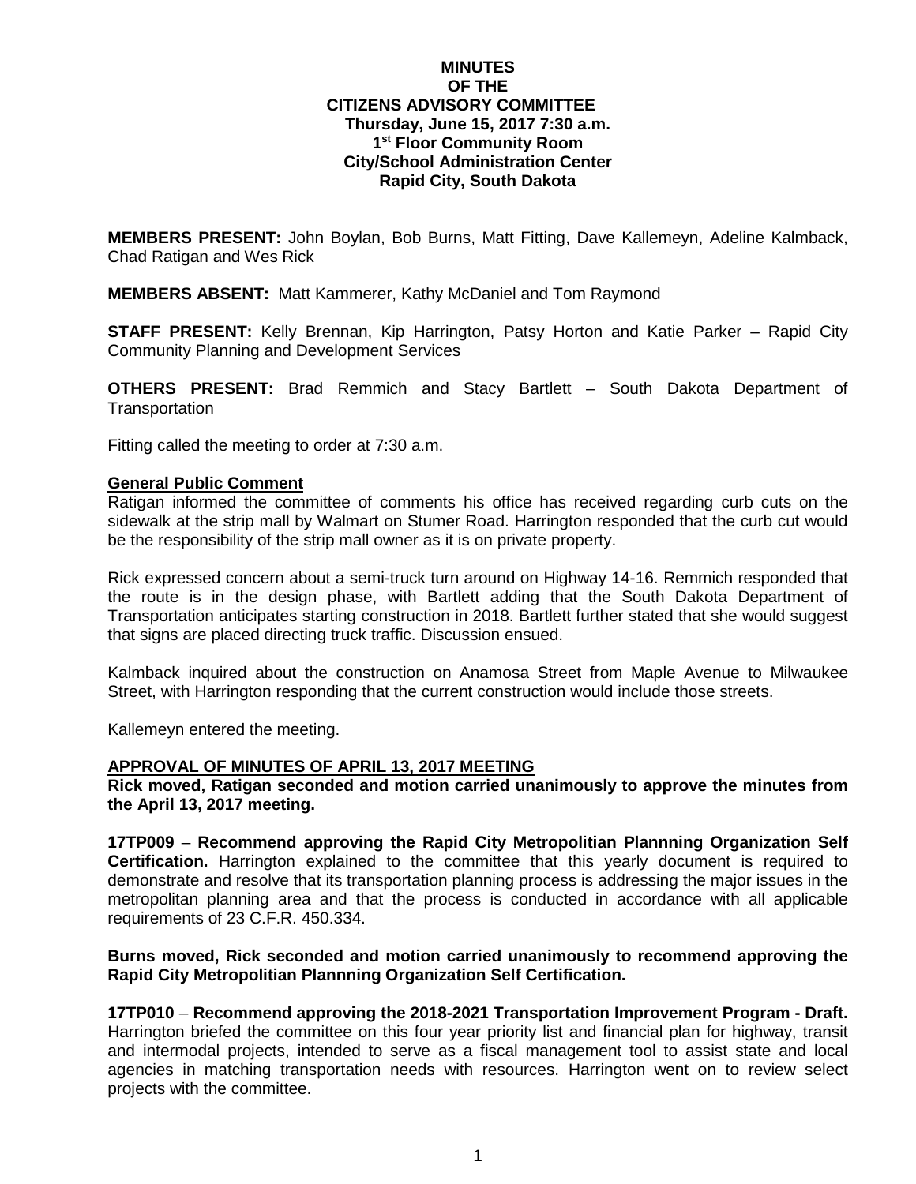**MINUTES**
**OF THE**
**CITIZENS ADVISORY COMMITTEE**
**Thursday, June 15, 2017 7:30 a.m.**
**1st Floor Community Room**
**City/School Administration Center**
**Rapid City, South Dakota**

**MEMBERS PRESENT:** John Boylan, Bob Burns, Matt Fitting, Dave Kallemeyn, Adeline Kalmback, Chad Ratigan and Wes Rick

**MEMBERS ABSENT:** Matt Kammerer, Kathy McDaniel and Tom Raymond

**STAFF PRESENT:** Kelly Brennan, Kip Harrington, Patsy Horton and Katie Parker – Rapid City Community Planning and Development Services

**OTHERS PRESENT:** Brad Remmich and Stacy Bartlett – South Dakota Department of Transportation

Fitting called the meeting to order at 7:30 a.m.

**General Public Comment**

Ratigan informed the committee of comments his office has received regarding curb cuts on the sidewalk at the strip mall by Walmart on Stumer Road. Harrington responded that the curb cut would be the responsibility of the strip mall owner as it is on private property.

Rick expressed concern about a semi-truck turn around on Highway 14-16. Remmich responded that the route is in the design phase, with Bartlett adding that the South Dakota Department of Transportation anticipates starting construction in 2018. Bartlett further stated that she would suggest that signs are placed directing truck traffic. Discussion ensued.

Kalmback inquired about the construction on Anamosa Street from Maple Avenue to Milwaukee Street, with Harrington responding that the current construction would include those streets.

Kallemeyn entered the meeting.

**APPROVAL OF MINUTES OF APRIL 13, 2017 MEETING**

**Rick moved, Ratigan seconded and motion carried unanimously to approve the minutes from the April 13, 2017 meeting.**

**17TP009** – **Recommend approving the Rapid City Metropolitian Plannning Organization Self Certification.** Harrington explained to the committee that this yearly document is required to demonstrate and resolve that its transportation planning process is addressing the major issues in the metropolitan planning area and that the process is conducted in accordance with all applicable requirements of 23 C.F.R. 450.334.

**Burns moved, Rick seconded and motion carried unanimously to recommend approving the Rapid City Metropolitian Plannning Organization Self Certification.**

**17TP010** – **Recommend approving the 2018-2021 Transportation Improvement Program - Draft.** Harrington briefed the committee on this four year priority list and financial plan for highway, transit and intermodal projects, intended to serve as a fiscal management tool to assist state and local agencies in matching transportation needs with resources. Harrington went on to review select projects with the committee.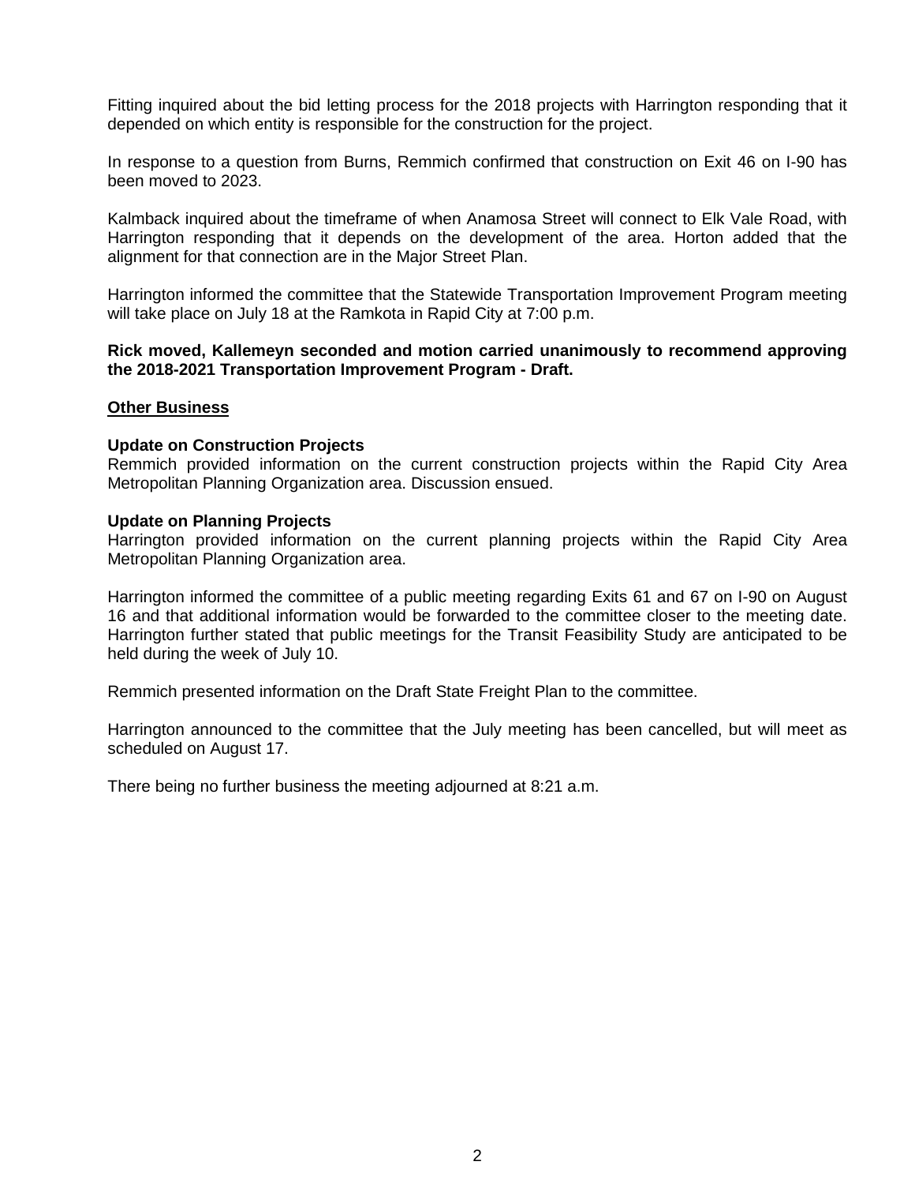Fitting inquired about the bid letting process for the 2018 projects with Harrington responding that it depended on which entity is responsible for the construction for the project.

In response to a question from Burns, Remmich confirmed that construction on Exit 46 on I-90 has been moved to 2023.

Kalmback inquired about the timeframe of when Anamosa Street will connect to Elk Vale Road, with Harrington responding that it depends on the development of the area. Horton added that the alignment for that connection are in the Major Street Plan.

Harrington informed the committee that the Statewide Transportation Improvement Program meeting will take place on July 18 at the Ramkota in Rapid City at 7:00 p.m.

**Rick moved, Kallemeyn seconded and motion carried unanimously to recommend approving the 2018-2021 Transportation Improvement Program - Draft.**

**Other Business**

**Update on Construction Projects**
Remmich provided information on the current construction projects within the Rapid City Area Metropolitan Planning Organization area. Discussion ensued.

**Update on Planning Projects**
Harrington provided information on the current planning projects within the Rapid City Area Metropolitan Planning Organization area.

Harrington informed the committee of a public meeting regarding Exits 61 and 67 on I-90 on August 16 and that additional information would be forwarded to the committee closer to the meeting date. Harrington further stated that public meetings for the Transit Feasibility Study are anticipated to be held during the week of July 10.

Remmich presented information on the Draft State Freight Plan to the committee.

Harrington announced to the committee that the July meeting has been cancelled, but will meet as scheduled on August 17.

There being no further business the meeting adjourned at 8:21 a.m.